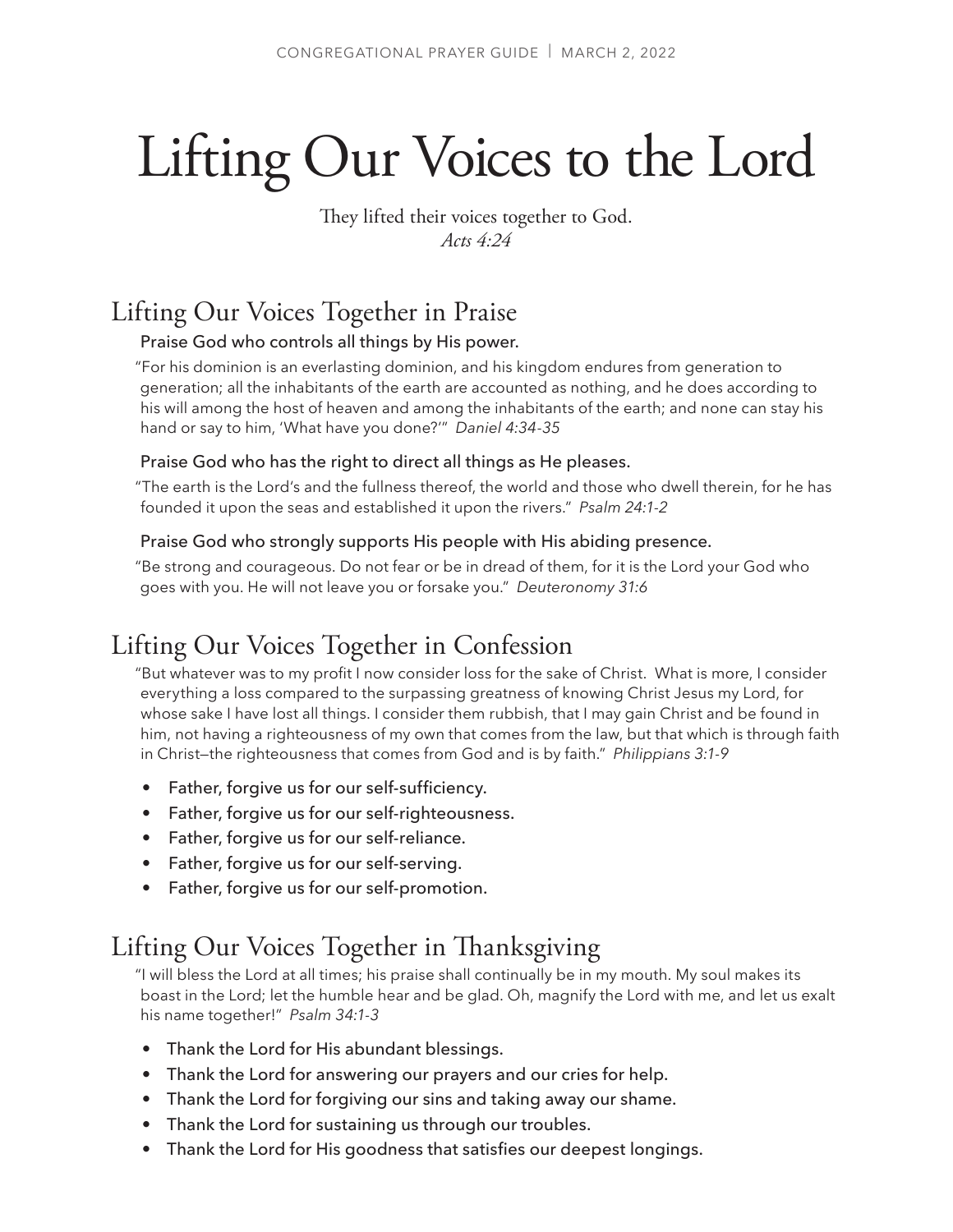# Lifting Our Voices to the Lord

They lifted their voices together to God.
*Acts 4:24*

## Lifting Our Voices Together in Praise

### Praise God who controls all things by His power.

"For his dominion is an everlasting dominion, and his kingdom endures from generation to generation; all the inhabitants of the earth are accounted as nothing, and he does according to his will among the host of heaven and among the inhabitants of the earth; and none can stay his hand or say to him, 'What have you done?'" *Daniel 4:34-35*

### Praise God who has the right to direct all things as He pleases.

"The earth is the Lord's and the fullness thereof, the world and those who dwell therein, for he has founded it upon the seas and established it upon the rivers." *Psalm 24:1-2*

### Praise God who strongly supports His people with His abiding presence.

"Be strong and courageous. Do not fear or be in dread of them, for it is the Lord your God who goes with you. He will not leave you or forsake you." *Deuteronomy 31:6*

## Lifting Our Voices Together in Confession

"But whatever was to my profit I now consider loss for the sake of Christ. What is more, I consider everything a loss compared to the surpassing greatness of knowing Christ Jesus my Lord, for whose sake I have lost all things. I consider them rubbish, that I may gain Christ and be found in him, not having a righteousness of my own that comes from the law, but that which is through faith in Christ—the righteousness that comes from God and is by faith." *Philippians 3:1-9*

- Father, forgive us for our self-sufficiency.
- Father, forgive us for our self-righteousness.
- Father, forgive us for our self-reliance.
- Father, forgive us for our self-serving.
- Father, forgive us for our self-promotion.

## Lifting Our Voices Together in Thanksgiving

"I will bless the Lord at all times; his praise shall continually be in my mouth. My soul makes its boast in the Lord; let the humble hear and be glad. Oh, magnify the Lord with me, and let us exalt his name together!" *Psalm 34:1-3*

- Thank the Lord for His abundant blessings.
- Thank the Lord for answering our prayers and our cries for help.
- Thank the Lord for forgiving our sins and taking away our shame.
- Thank the Lord for sustaining us through our troubles.
- Thank the Lord for His goodness that satisfies our deepest longings.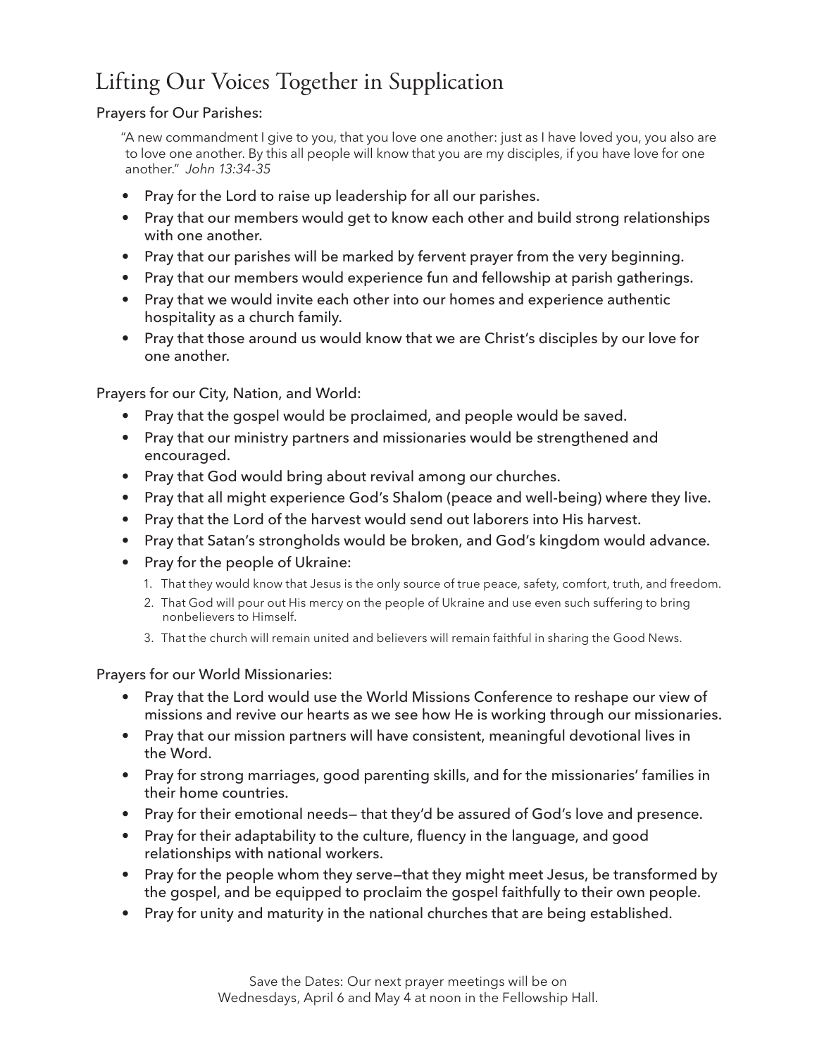# Lifting Our Voices Together in Supplication

## Prayers for Our Parishes:

> "A new commandment I give to you, that you love one another: just as I have loved you, you also are to love one another. By this all people will know that you are my disciples, if you have love for one another." *John 13:34-35*

- Pray for the Lord to raise up leadership for all our parishes.
- Pray that our members would get to know each other and build strong relationships with one another.
- Pray that our parishes will be marked by fervent prayer from the very beginning.
- Pray that our members would experience fun and fellowship at parish gatherings.
- Pray that we would invite each other into our homes and experience authentic hospitality as a church family.
- Pray that those around us would know that we are Christ's disciples by our love for one another.

## Prayers for our City, Nation, and World:

- Pray that the gospel would be proclaimed, and people would be saved.
- Pray that our ministry partners and missionaries would be strengthened and encouraged.
- Pray that God would bring about revival among our churches.
- Pray that all might experience God's Shalom (peace and well-being) where they live.
- Pray that the Lord of the harvest would send out laborers into His harvest.
- Pray that Satan's strongholds would be broken, and God's kingdom would advance.
- Pray for the people of Ukraine:
  1. That they would know that Jesus is the only source of true peace, safety, comfort, truth, and freedom.
  2. That God will pour out His mercy on the people of Ukraine and use even such suffering to bring nonbelievers to Himself.
  3. That the church will remain united and believers will remain faithful in sharing the Good News.

## Prayers for our World Missionaries:

- Pray that the Lord would use the World Missions Conference to reshape our view of missions and revive our hearts as we see how He is working through our missionaries.
- Pray that our mission partners will have consistent, meaningful devotional lives in the Word.
- Pray for strong marriages, good parenting skills, and for the missionaries' families in their home countries.
- Pray for their emotional needs— that they'd be assured of God's love and presence.
- Pray for their adaptability to the culture, fluency in the language, and good relationships with national workers.
- Pray for the people whom they serve—that they might meet Jesus, be transformed by the gospel, and be equipped to proclaim the gospel faithfully to their own people.
- Pray for unity and maturity in the national churches that are being established.

Save the Dates: Our next prayer meetings will be on
Wednesdays, April 6 and May 4 at noon in the Fellowship Hall.